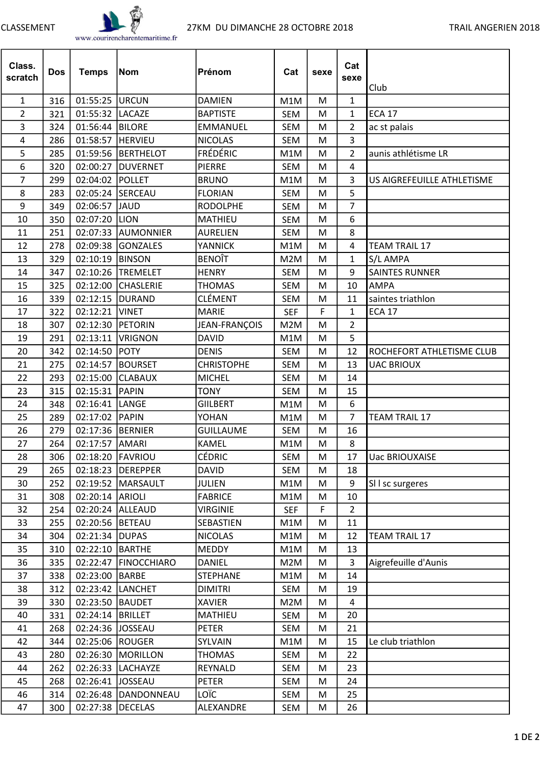CLASSEMENT www.courirencharentemaritime.fr 27KM DU DIMANCHE 28 OCTOBRE 2018 TRAIL ANGERIEN 2018

| Class. scratch | Dos | Temps | Nom | Prénom | Cat | sexe | Cat sexe | Club |
|---|---|---|---|---|---|---|---|---|
| 1 | 316 | 01:55:25 | URCUN | DAMIEN | M1M | M | 1 | |
| 2 | 321 | 01:55:32 | LACAZE | BAPTISTE | SEM | M | 1 | ECA 17 |
| 3 | 324 | 01:56:44 | BILORE | EMMANUEL | SEM | M | 2 | ac st palais |
| 4 | 286 | 01:58:57 | HERVIEU | NICOLAS | SEM | M | 3 | |
| 5 | 285 | 01:59:56 | BERTHELOT | FRÉDÉRIC | M1M | M | 2 | aunis athlétisme LR |
| 6 | 320 | 02:00:27 | DUVERNET | PIERRE | SEM | M | 4 | |
| 7 | 299 | 02:04:02 | POLLET | BRUNO | M1M | M | 3 | US AIGREFEUILLE ATHLETISME |
| 8 | 283 | 02:05:24 | SERCEAU | FLORIAN | SEM | M | 5 | |
| 9 | 349 | 02:06:57 | JAUD | RODOLPHE | SEM | M | 7 | |
| 10 | 350 | 02:07:20 | LION | MATHIEU | SEM | M | 6 | |
| 11 | 251 | 02:07:33 | AUMONNIER | AURELIEN | SEM | M | 8 | |
| 12 | 278 | 02:09:38 | GONZALES | YANNICK | M1M | M | 4 | TEAM TRAIL 17 |
| 13 | 329 | 02:10:19 | BINSON | BENOÎT | M2M | M | 1 | S/L AMPA |
| 14 | 347 | 02:10:26 | TREMELET | HENRY | SEM | M | 9 | SAINTES RUNNER |
| 15 | 325 | 02:12:00 | CHASLERIE | THOMAS | SEM | M | 10 | AMPA |
| 16 | 339 | 02:12:15 | DURAND | CLÉMENT | SEM | M | 11 | saintes triathlon |
| 17 | 322 | 02:12:21 | VINET | MARIE | SEF | F | 1 | ECA 17 |
| 18 | 307 | 02:12:30 | PETORIN | JEAN-FRANÇOIS | M2M | M | 2 | |
| 19 | 291 | 02:13:11 | VRIGNON | DAVID | M1M | M | 5 | |
| 20 | 342 | 02:14:50 | POTY | DENIS | SEM | M | 12 | ROCHEFORT ATHLETISME CLUB |
| 21 | 275 | 02:14:57 | BOURSET | CHRISTOPHE | SEM | M | 13 | UAC BRIOUX |
| 22 | 293 | 02:15:00 | CLABAUX | MICHEL | SEM | M | 14 | |
| 23 | 315 | 02:15:31 | PAPIN | TONY | SEM | M | 15 | |
| 24 | 348 | 02:16:41 | LANGE | GIILBERT | M1M | M | 6 | |
| 25 | 289 | 02:17:02 | PAPIN | YOHAN | M1M | M | 7 | TEAM TRAIL 17 |
| 26 | 279 | 02:17:36 | BERNIER | GUILLAUME | SEM | M | 16 | |
| 27 | 264 | 02:17:57 | AMARI | KAMEL | M1M | M | 8 | |
| 28 | 306 | 02:18:20 | FAVRIOU | CÉDRIC | SEM | M | 17 | Uac BRIOUXAISE |
| 29 | 265 | 02:18:23 | DEREPPER | DAVID | SEM | M | 18 | |
| 30 | 252 | 02:19:52 | MARSAULT | JULIEN | M1M | M | 9 | Sl l sc surgeres |
| 31 | 308 | 02:20:14 | ARIOLI | FABRICE | M1M | M | 10 | |
| 32 | 254 | 02:20:24 | ALLEAUD | VIRGINIE | SEF | F | 2 | |
| 33 | 255 | 02:20:56 | BETEAU | SEBASTIEN | M1M | M | 11 | |
| 34 | 304 | 02:21:34 | DUPAS | NICOLAS | M1M | M | 12 | TEAM TRAIL 17 |
| 35 | 310 | 02:22:10 | BARTHE | MEDDY | M1M | M | 13 | |
| 36 | 335 | 02:22:47 | FINOCCHIARO | DANIEL | M2M | M | 3 | Aigrefeuille d'Aunis |
| 37 | 338 | 02:23:00 | BARBE | STEPHANE | M1M | M | 14 | |
| 38 | 312 | 02:23:42 | LANCHET | DIMITRI | SEM | M | 19 | |
| 39 | 330 | 02:23:50 | BAUDET | XAVIER | M2M | M | 4 | |
| 40 | 331 | 02:24:14 | BRILLET | MATHIEU | SEM | M | 20 | |
| 41 | 268 | 02:24:36 | JOSSEAU | PETER | SEM | M | 21 | |
| 42 | 344 | 02:25:06 | ROUGER | SYLVAIN | M1M | M | 15 | Le club triathlon |
| 43 | 280 | 02:26:30 | MORILLON | THOMAS | SEM | M | 22 | |
| 44 | 262 | 02:26:33 | LACHAYZE | REYNALD | SEM | M | 23 | |
| 45 | 268 | 02:26:41 | JOSSEAU | PETER | SEM | M | 24 | |
| 46 | 314 | 02:26:48 | DANDONNEAU | LOÏC | SEM | M | 25 | |
| 47 | 300 | 02:27:38 | DECELAS | ALEXANDRE | SEM | M | 26 | |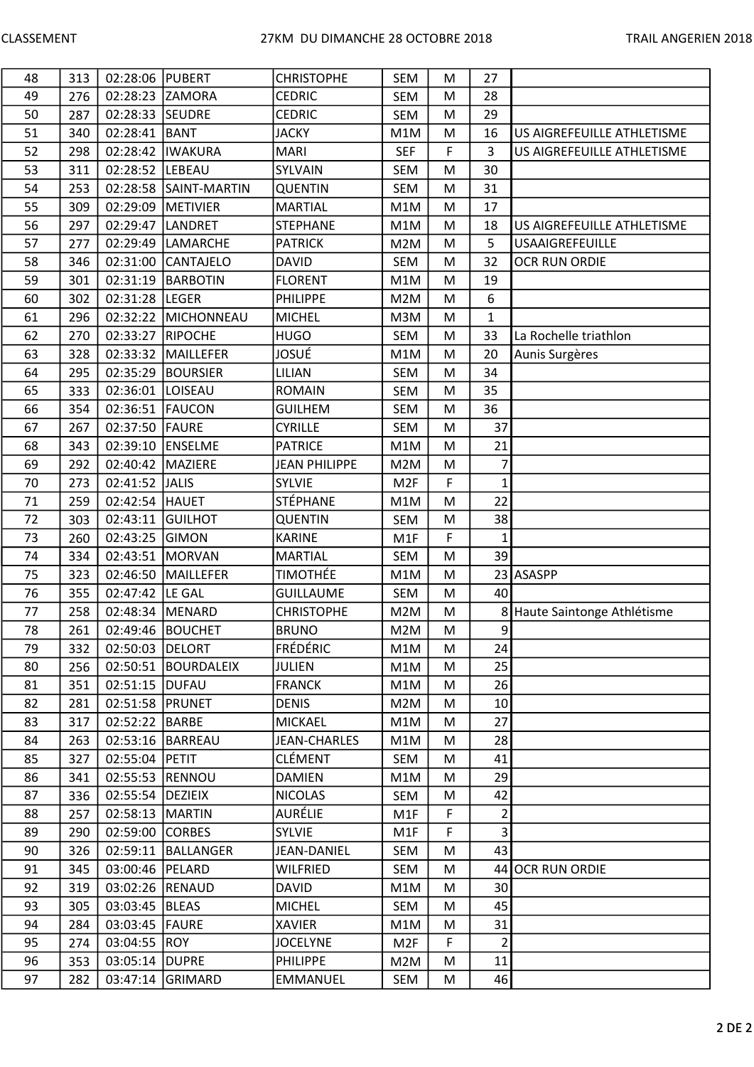| | | | | | | | | |
|---|---|---|---|---|---|---|---|---|
| 48 | 313 | 02:28:06 | PUBERT | CHRISTOPHE | SEM | M | 27 | |
| 49 | 276 | 02:28:23 | ZAMORA | CEDRIC | SEM | M | 28 | |
| 50 | 287 | 02:28:33 | SEUDRE | CEDRIC | SEM | M | 29 | |
| 51 | 340 | 02:28:41 | BANT | JACKY | M1M | M | 16 | US AIGREFEUILLE ATHLETISME |
| 52 | 298 | 02:28:42 | IWAKURA | MARI | SEF | F | 3 | US AIGREFEUILLE ATHLETISME |
| 53 | 311 | 02:28:52 | LEBEAU | SYLVAIN | SEM | M | 30 | |
| 54 | 253 | 02:28:58 | SAINT-MARTIN | QUENTIN | SEM | M | 31 | |
| 55 | 309 | 02:29:09 | METIVIER | MARTIAL | M1M | M | 17 | |
| 56 | 297 | 02:29:47 | LANDRET | STEPHANE | M1M | M | 18 | US AIGREFEUILLE ATHLETISME |
| 57 | 277 | 02:29:49 | LAMARCHE | PATRICK | M2M | M | 5 | USAAIGREFEUILLE |
| 58 | 346 | 02:31:00 | CANTAJELO | DAVID | SEM | M | 32 | OCR RUN ORDIE |
| 59 | 301 | 02:31:19 | BARBOTIN | FLORENT | M1M | M | 19 | |
| 60 | 302 | 02:31:28 | LEGER | PHILIPPE | M2M | M | 6 | |
| 61 | 296 | 02:32:22 | MICHONNEAU | MICHEL | M3M | M | 1 | |
| 62 | 270 | 02:33:27 | RIPOCHE | HUGO | SEM | M | 33 | La Rochelle triathlon |
| 63 | 328 | 02:33:32 | MAILLEFER | JOSUÉ | M1M | M | 20 | Aunis Surgères |
| 64 | 295 | 02:35:29 | BOURSIER | LILIAN | SEM | M | 34 | |
| 65 | 333 | 02:36:01 | LOISEAU | ROMAIN | SEM | M | 35 | |
| 66 | 354 | 02:36:51 | FAUCON | GUILHEM | SEM | M | 36 | |
| 67 | 267 | 02:37:50 | FAURE | CYRILLE | SEM | M | 37 | |
| 68 | 343 | 02:39:10 | ENSELME | PATRICE | M1M | M | 21 | |
| 69 | 292 | 02:40:42 | MAZIERE | JEAN PHILIPPE | M2M | M | 7 | |
| 70 | 273 | 02:41:52 | JALIS | SYLVIE | M2F | F | 1 | |
| 71 | 259 | 02:42:54 | HAUET | STÉPHANE | M1M | M | 22 | |
| 72 | 303 | 02:43:11 | GUILHOT | QUENTIN | SEM | M | 38 | |
| 73 | 260 | 02:43:25 | GIMON | KARINE | M1F | F | 1 | |
| 74 | 334 | 02:43:51 | MORVAN | MARTIAL | SEM | M | 39 | |
| 75 | 323 | 02:46:50 | MAILLEFER | TIMOTHÉE | M1M | M | 23 | ASASPP |
| 76 | 355 | 02:47:42 | LE GAL | GUILLAUME | SEM | M | 40 | |
| 77 | 258 | 02:48:34 | MENARD | CHRISTOPHE | M2M | M | 8 | Haute Saintonge Athlétisme |
| 78 | 261 | 02:49:46 | BOUCHET | BRUNO | M2M | M | 9 | |
| 79 | 332 | 02:50:03 | DELORT | FRÉDÉRIC | M1M | M | 24 | |
| 80 | 256 | 02:50:51 | BOURDALEIX | JULIEN | M1M | M | 25 | |
| 81 | 351 | 02:51:15 | DUFAU | FRANCK | M1M | M | 26 | |
| 82 | 281 | 02:51:58 | PRUNET | DENIS | M2M | M | 10 | |
| 83 | 317 | 02:52:22 | BARBE | MICKAEL | M1M | M | 27 | |
| 84 | 263 | 02:53:16 | BARREAU | JEAN-CHARLES | M1M | M | 28 | |
| 85 | 327 | 02:55:04 | PETIT | CLÉMENT | SEM | M | 41 | |
| 86 | 341 | 02:55:53 | RENNOU | DAMIEN | M1M | M | 29 | |
| 87 | 336 | 02:55:54 | DEZIEIX | NICOLAS | SEM | M | 42 | |
| 88 | 257 | 02:58:13 | MARTIN | AURÉLIE | M1F | F | 2 | |
| 89 | 290 | 02:59:00 | CORBES | SYLVIE | M1F | F | 3 | |
| 90 | 326 | 02:59:11 | BALLANGER | JEAN-DANIEL | SEM | M | 43 | |
| 91 | 345 | 03:00:46 | PELARD | WILFRIED | SEM | M | 44 | OCR RUN ORDIE |
| 92 | 319 | 03:02:26 | RENAUD | DAVID | M1M | M | 30 | |
| 93 | 305 | 03:03:45 | BLEAS | MICHEL | SEM | M | 45 | |
| 94 | 284 | 03:03:45 | FAURE | XAVIER | M1M | M | 31 | |
| 95 | 274 | 03:04:55 | ROY | JOCELYNE | M2F | F | 2 | |
| 96 | 353 | 03:05:14 | DUPRE | PHILIPPE | M2M | M | 11 | |
| 97 | 282 | 03:47:14 | GRIMARD | EMMANUEL | SEM | M | 46 | |